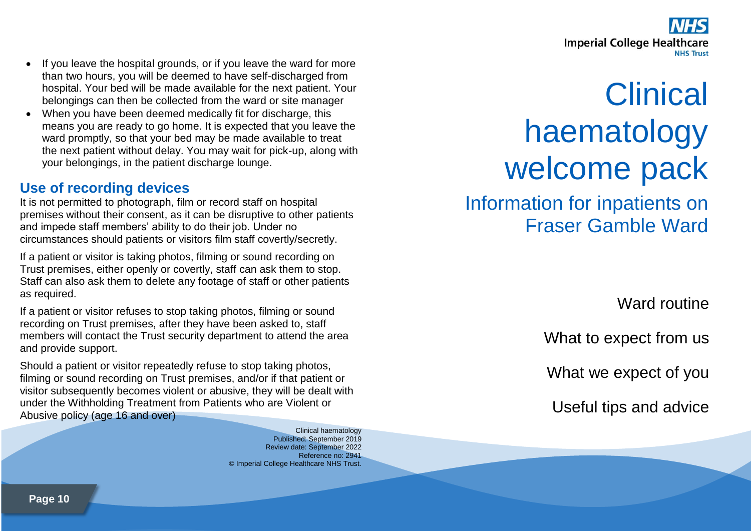- If you leave the hospital grounds, or if you leave the ward for more than two hours, you will be deemed to have self-discharged from hospital. Your bed will be made available for the next patient. Your belongings can then be collected from the ward or site manager
- When you have been deemed medically fit for discharge, this means you are ready to go home. It is expected that you leave the ward promptly, so that your bed may be made available to treat the next patient without delay. You may wait for pick-up, along with your belongings, in the patient discharge lounge.

## Use of recording devices

It is not permitted to photograph, film or record staff on hospital premises without their consent, as it can be disruptive to other patients and impede staff members' ability to do their job. Under no circumstances should patients or visitors film staff covertly/secretly.

If a patient or visitor is taking photos, filming or sound recording on Trust premises, either openly or covertly, staff can ask them to stop. Staff can also ask them to delete any footage of staff or other patients as required.

If a patient or visitor refuses to stop taking photos, filming or sound recording on Trust premises, after they have been asked to, staff members will contact the Trust security department to attend the area and provide support.

Should a patient or visitor repeatedly refuse to stop taking photos, filming or sound recording on Trust premises, and/or if that patient or visitor subsequently becomes violent or abusive, they will be dealt with under the Withholding Treatment from Patients who are Violent or Abusive policy (age 16 and over)

Clinical haematology
Published: September 2019
Review date: September 2022
Reference no: 2941
© Imperial College Healthcare NHS Trust.

NHS Imperial College Healthcare NHS Trust

# Clinical haematology welcome pack

## Information for inpatients on Fraser Gamble Ward

Ward routine

What to expect from us

What we expect of you

Useful tips and advice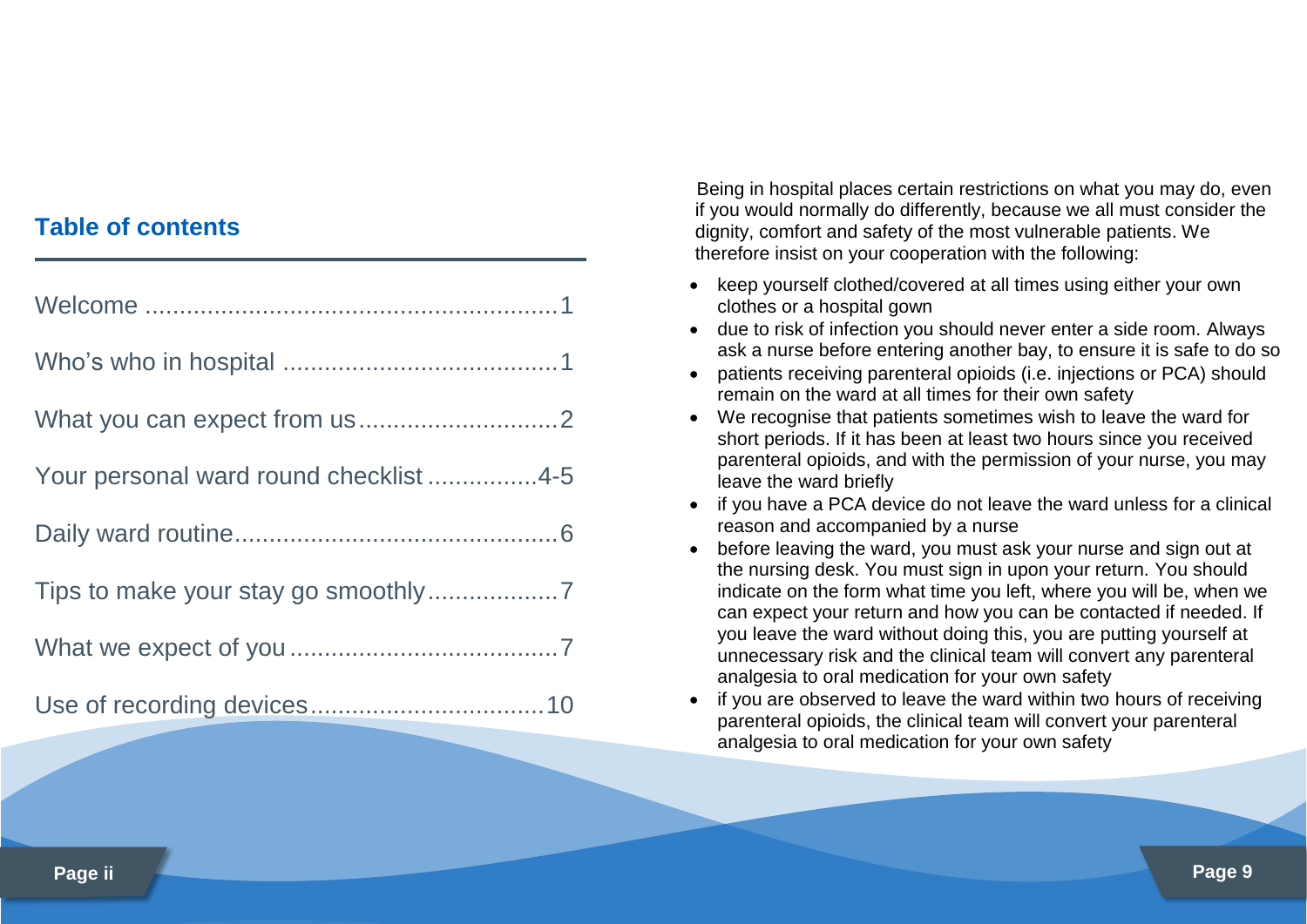## Table of contents

Welcome ............................................................1

Who's who in hospital ........................................1

What you can expect from us.............................2

Your personal ward round checklist ................4-5

Daily ward routine................................................6

Tips to make your stay go smoothly...................7

What we expect of you .......................................7

Use of recording devices..................................10

Being in hospital places certain restrictions on what you may do, even if you would normally do differently, because we all must consider the dignity, comfort and safety of the most vulnerable patients. We therefore insist on your cooperation with the following:

- keep yourself clothed/covered at all times using either your own clothes or a hospital gown
- due to risk of infection you should never enter a side room. Always ask a nurse before entering another bay, to ensure it is safe to do so
- patients receiving parenteral opioids (i.e. injections or PCA) should remain on the ward at all times for their own safety
- We recognise that patients sometimes wish to leave the ward for short periods. If it has been at least two hours since you received parenteral opioids, and with the permission of your nurse, you may leave the ward briefly
- if you have a PCA device do not leave the ward unless for a clinical reason and accompanied by a nurse
- before leaving the ward, you must ask your nurse and sign out at the nursing desk. You must sign in upon your return. You should indicate on the form what time you left, where you will be, when we can expect your return and how you can be contacted if needed. If you leave the ward without doing this, you are putting yourself at unnecessary risk and the clinical team will convert any parenteral analgesia to oral medication for your own safety
- if you are observed to leave the ward within two hours of receiving parenteral opioids, the clinical team will convert your parenteral analgesia to oral medication for your own safety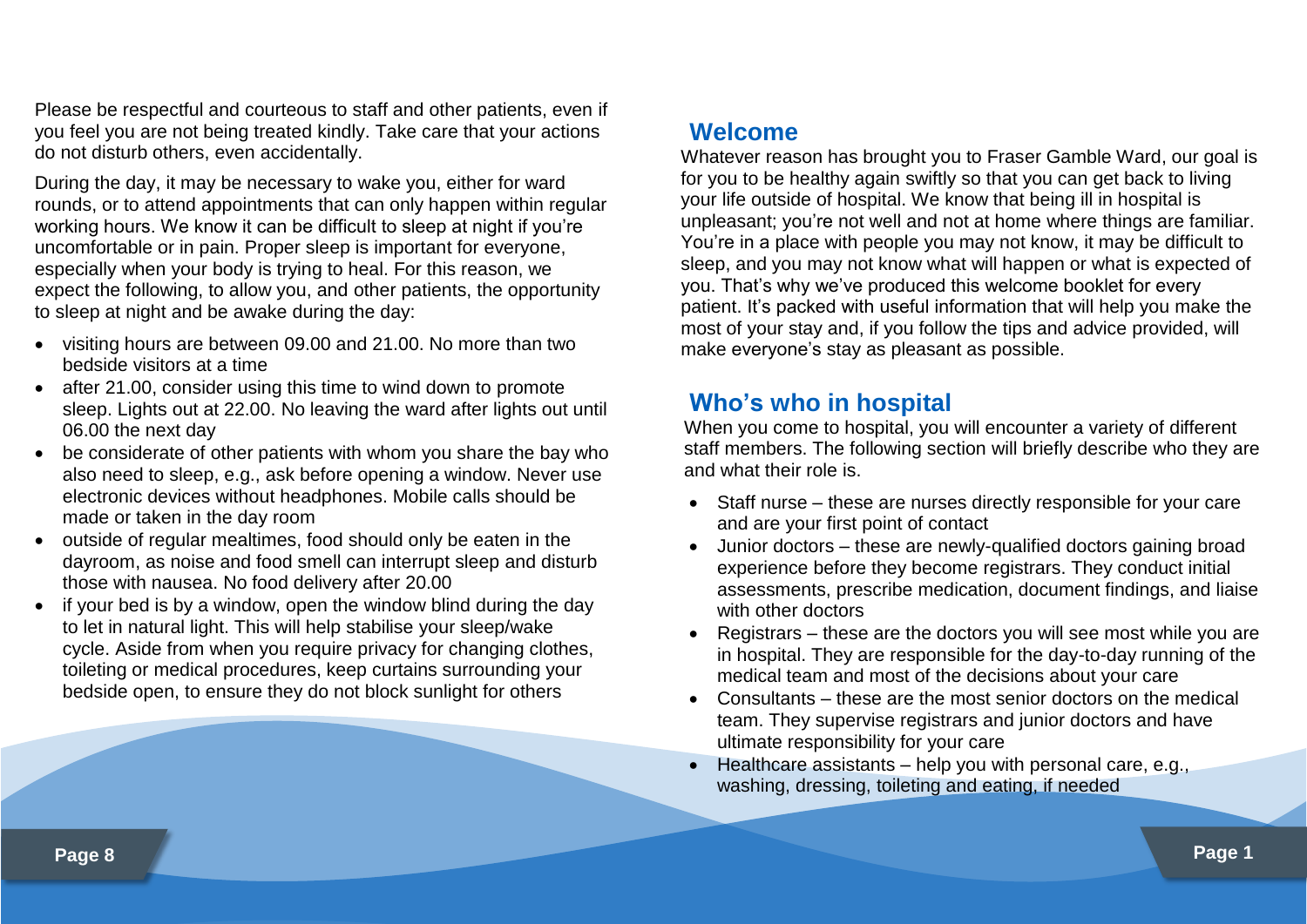Please be respectful and courteous to staff and other patients, even if you feel you are not being treated kindly. Take care that your actions do not disturb others, even accidentally.

During the day, it may be necessary to wake you, either for ward rounds, or to attend appointments that can only happen within regular working hours. We know it can be difficult to sleep at night if you're uncomfortable or in pain. Proper sleep is important for everyone, especially when your body is trying to heal. For this reason, we expect the following, to allow you, and other patients, the opportunity to sleep at night and be awake during the day:

- visiting hours are between 09.00 and 21.00. No more than two bedside visitors at a time
- after 21.00, consider using this time to wind down to promote sleep. Lights out at 22.00. No leaving the ward after lights out until 06.00 the next day
- be considerate of other patients with whom you share the bay who also need to sleep, e.g., ask before opening a window. Never use electronic devices without headphones. Mobile calls should be made or taken in the day room
- outside of regular mealtimes, food should only be eaten in the dayroom, as noise and food smell can interrupt sleep and disturb those with nausea. No food delivery after 20.00
- if your bed is by a window, open the window blind during the day to let in natural light. This will help stabilise your sleep/wake cycle. Aside from when you require privacy for changing clothes, toileting or medical procedures, keep curtains surrounding your bedside open, to ensure they do not block sunlight for others

## Welcome

Whatever reason has brought you to Fraser Gamble Ward, our goal is for you to be healthy again swiftly so that you can get back to living your life outside of hospital. We know that being ill in hospital is unpleasant; you're not well and not at home where things are familiar. You're in a place with people you may not know, it may be difficult to sleep, and you may not know what will happen or what is expected of you. That's why we've produced this welcome booklet for every patient. It's packed with useful information that will help you make the most of your stay and, if you follow the tips and advice provided, will make everyone's stay as pleasant as possible.

## Who's who in hospital

When you come to hospital, you will encounter a variety of different staff members. The following section will briefly describe who they are and what their role is.

- Staff nurse – these are nurses directly responsible for your care and are your first point of contact
- Junior doctors – these are newly-qualified doctors gaining broad experience before they become registrars. They conduct initial assessments, prescribe medication, document findings, and liaise with other doctors
- Registrars – these are the doctors you will see most while you are in hospital. They are responsible for the day-to-day running of the medical team and most of the decisions about your care
- Consultants – these are the most senior doctors on the medical team. They supervise registrars and junior doctors and have ultimate responsibility for your care
- Healthcare assistants – help you with personal care, e.g., washing, dressing, toileting and eating, if needed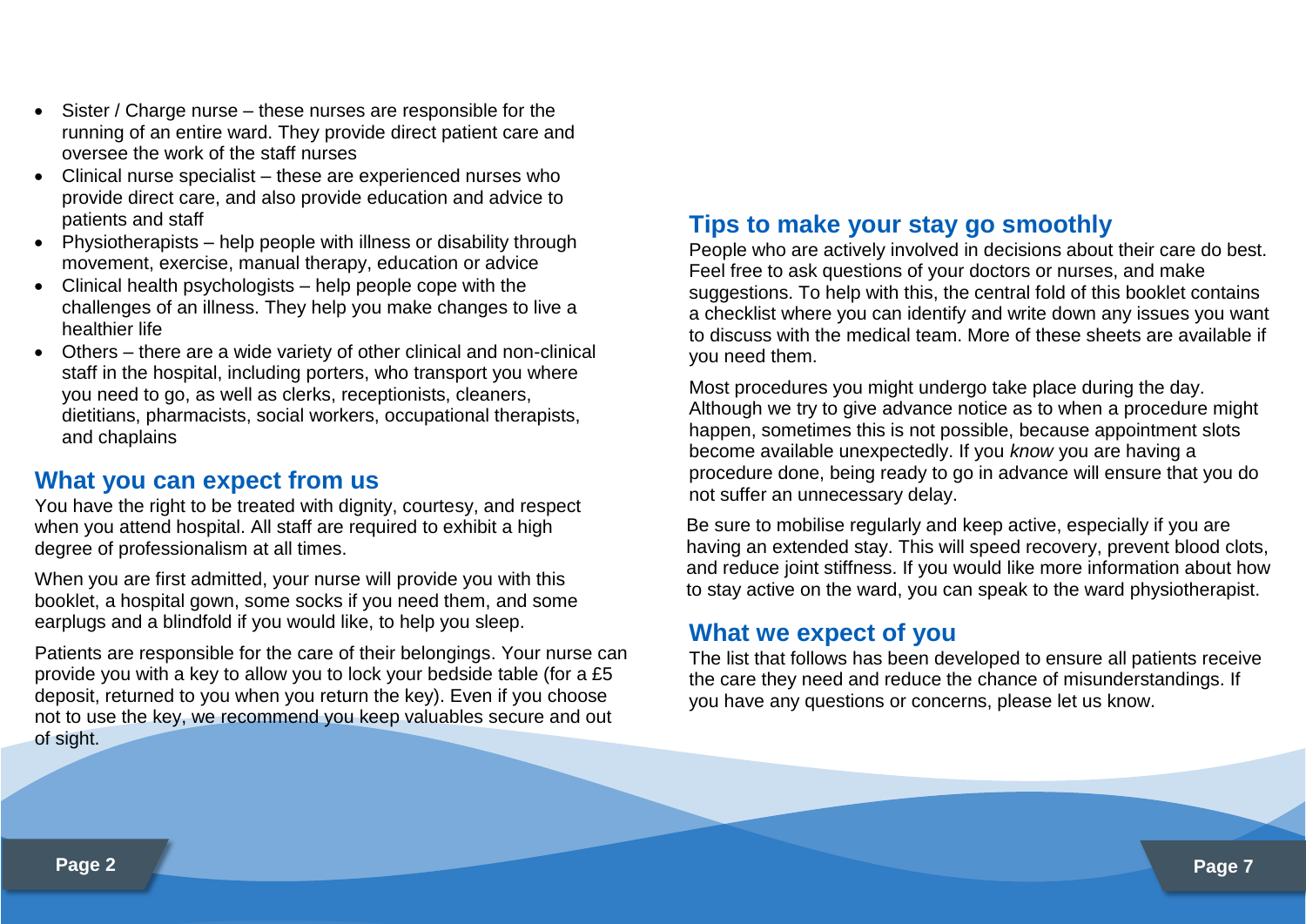- Sister / Charge nurse – these nurses are responsible for the running of an entire ward. They provide direct patient care and oversee the work of the staff nurses
- Clinical nurse specialist – these are experienced nurses who provide direct care, and also provide education and advice to patients and staff
- Physiotherapists – help people with illness or disability through movement, exercise, manual therapy, education or advice
- Clinical health psychologists – help people cope with the challenges of an illness. They help you make changes to live a healthier life
- Others – there are a wide variety of other clinical and non-clinical staff in the hospital, including porters, who transport you where you need to go, as well as clerks, receptionists, cleaners, dietitians, pharmacists, social workers, occupational therapists, and chaplains

## What you can expect from us

You have the right to be treated with dignity, courtesy, and respect when you attend hospital. All staff are required to exhibit a high degree of professionalism at all times.

When you are first admitted, your nurse will provide you with this booklet, a hospital gown, some socks if you need them, and some earplugs and a blindfold if you would like, to help you sleep.

Patients are responsible for the care of their belongings. Your nurse can provide you with a key to allow you to lock your bedside table (for a £5 deposit, returned to you when you return the key). Even if you choose not to use the key, we recommend you keep valuables secure and out of sight.

## Tips to make your stay go smoothly

People who are actively involved in decisions about their care do best. Feel free to ask questions of your doctors or nurses, and make suggestions. To help with this, the central fold of this booklet contains a checklist where you can identify and write down any issues you want to discuss with the medical team. More of these sheets are available if you need them.

Most procedures you might undergo take place during the day. Although we try to give advance notice as to when a procedure might happen, sometimes this is not possible, because appointment slots become available unexpectedly. If you *know* you are having a procedure done, being ready to go in advance will ensure that you do not suffer an unnecessary delay.

Be sure to mobilise regularly and keep active, especially if you are having an extended stay. This will speed recovery, prevent blood clots, and reduce joint stiffness. If you would like more information about how to stay active on the ward, you can speak to the ward physiotherapist.

## What we expect of you

The list that follows has been developed to ensure all patients receive the care they need and reduce the chance of misunderstandings. If you have any questions or concerns, please let us know.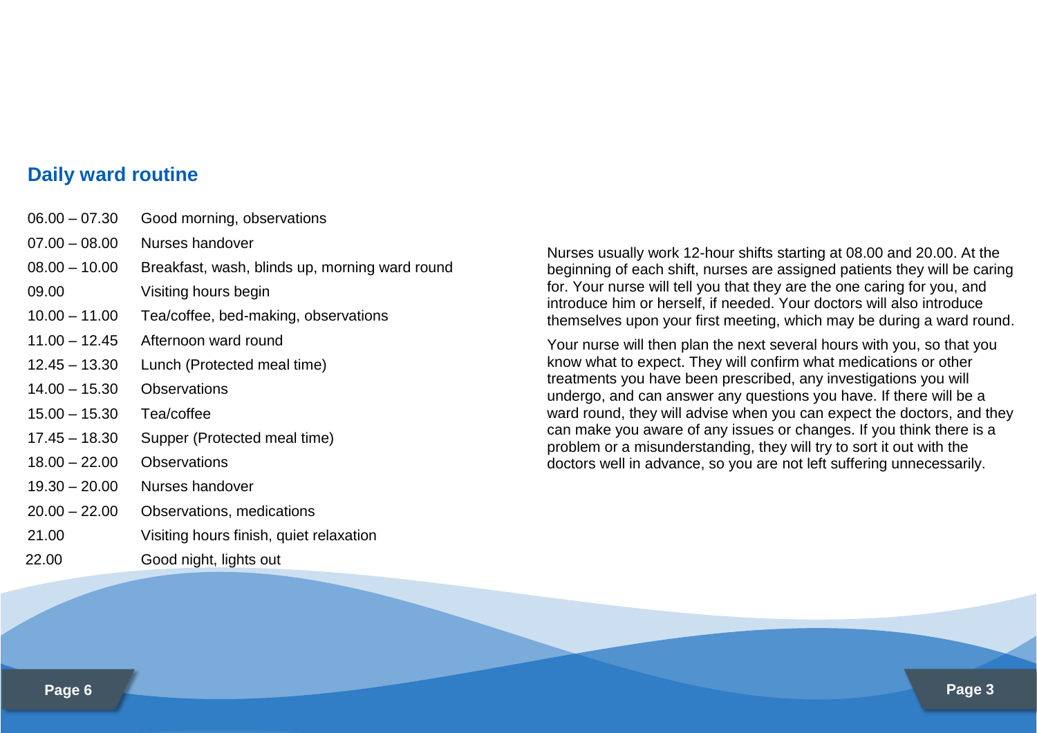## Daily ward routine

| | |
|---|---|
| 06.00 – 07.30 | Good morning, observations |
| 07.00 – 08.00 | Nurses handover |
| 08.00 – 10.00 | Breakfast, wash, blinds up, morning ward round |
| 09.00 | Visiting hours begin |
| 10.00 – 11.00 | Tea/coffee, bed-making, observations |
| 11.00 – 12.45 | Afternoon ward round |
| 12.45 – 13.30 | Lunch (Protected meal time) |
| 14.00 – 15.30 | Observations |
| 15.00 – 15.30 | Tea/coffee |
| 17.45 – 18.30 | Supper (Protected meal time) |
| 18.00 – 22.00 | Observations |
| 19.30 – 20.00 | Nurses handover |
| 20.00 – 22.00 | Observations, medications |
| 21.00 | Visiting hours finish, quiet relaxation |
| 22.00 | Good night, lights out |

Nurses usually work 12-hour shifts starting at 08.00 and 20.00. At the beginning of each shift, nurses are assigned patients they will be caring for. Your nurse will tell you that they are the one caring for you, and introduce him or herself, if needed. Your doctors will also introduce themselves upon your first meeting, which may be during a ward round.

Your nurse will then plan the next several hours with you, so that you know what to expect. They will confirm what medications or other treatments you have been prescribed, any investigations you will undergo, and can answer any questions you have. If there will be a ward round, they will advise when you can expect the doctors, and they can make you aware of any issues or changes. If you think there is a problem or a misunderstanding, they will try to sort it out with the doctors well in advance, so you are not left suffering unnecessarily.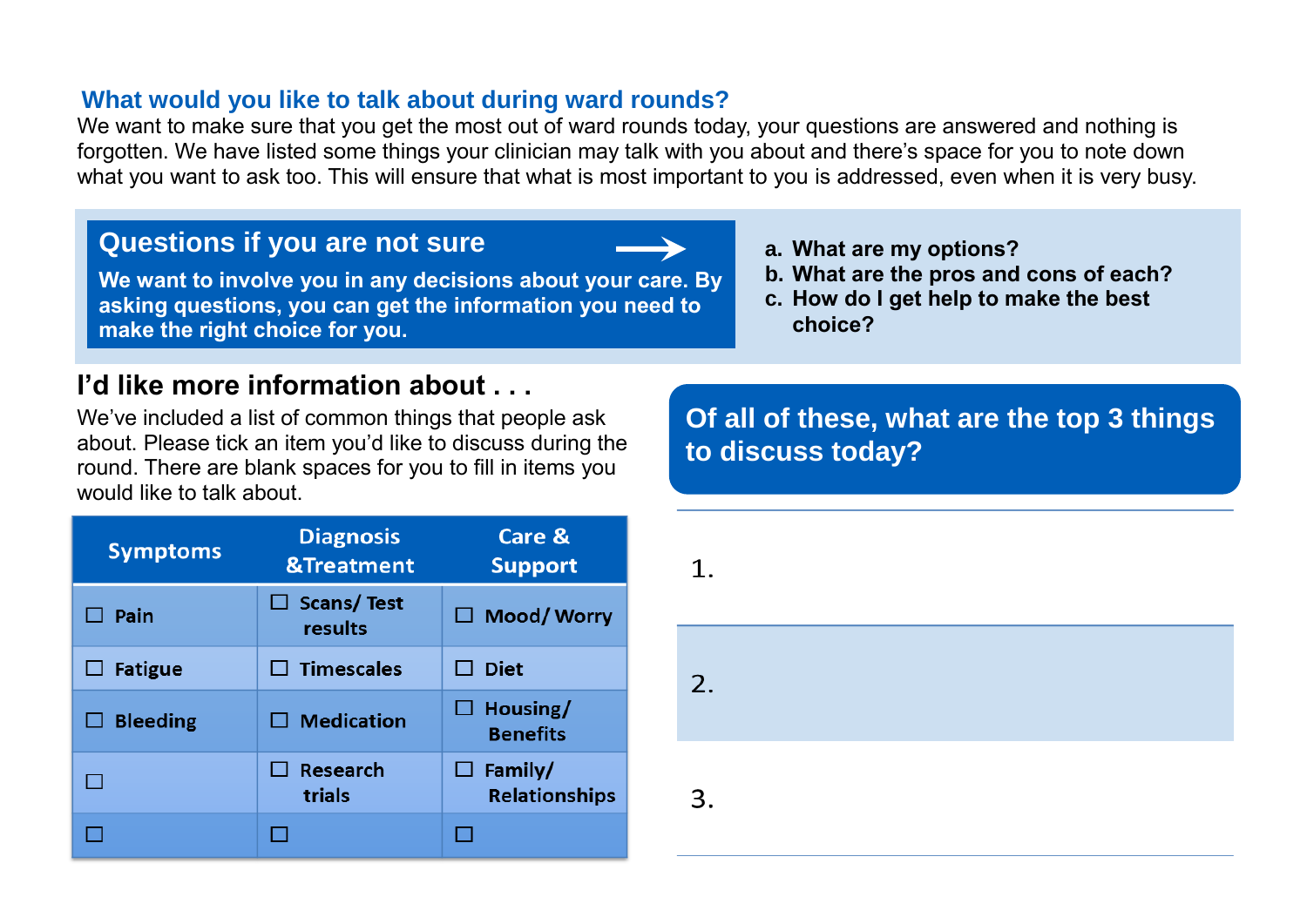## What would you like to talk about during ward rounds?

We want to make sure that you get the most out of ward rounds today, your questions are answered and nothing is forgotten. We have listed some things your clinician may talk with you about and there's space for you to note down what you want to ask too. This will ensure that what is most important to you is addressed, even when it is very busy.

### Questions if you are not sure →

**We want to involve you in any decisions about your care. By asking questions, you can get the information you need to make the right choice for you.**

a. **What are my options?**
b. **What are the pros and cons of each?**
c. **How do I get help to make the best choice?**

### I'd like more information about . . .

We've included a list of common things that people ask about. Please tick an item you'd like to discuss during the round. There are blank spaces for you to fill in items you would like to talk about.

| Symptoms | Diagnosis &Treatment | Care & Support |
| --- | --- | --- |
| ☐ Pain | ☐ Scans/ Test results | ☐ Mood/ Worry |
| ☐ Fatigue | ☐ Timescales | ☐ Diet |
| ☐ Bleeding | ☐ Medication | ☐ Housing/ Benefits |
| ☐ | ☐ Research trials | ☐ Family/ Relationships |
| ☐ | ☐ | ☐ |

### Of all of these, what are the top 3 things to discuss today?

1.

2.

3.